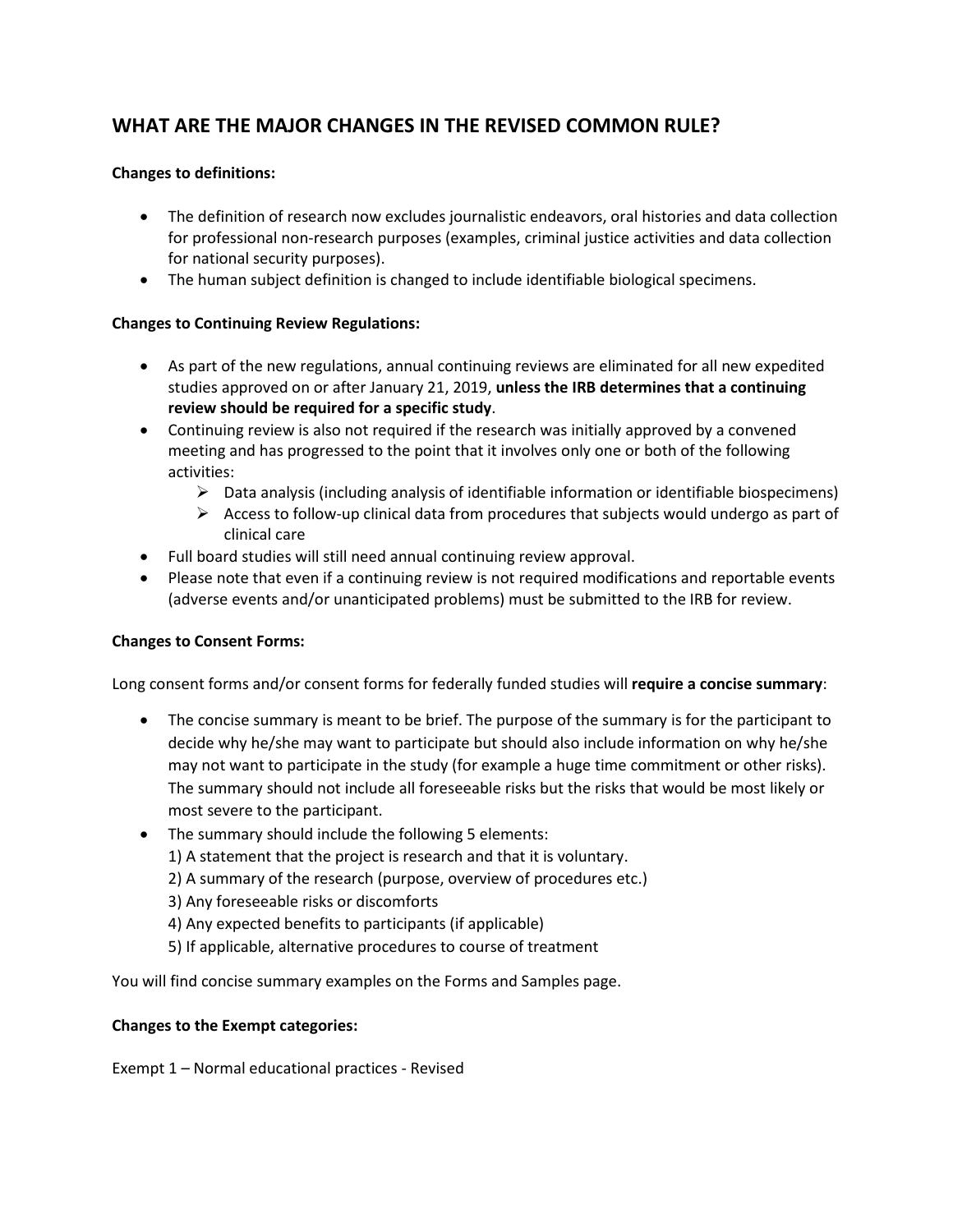# WHAT ARE THE MAJOR CHANGES IN THE REVISED COMMON RULE?

**Changes to definitions:**

- The definition of research now excludes journalistic endeavors, oral histories and data collection for professional non-research purposes (examples, criminal justice activities and data collection for national security purposes).
- The human subject definition is changed to include identifiable biological specimens.

**Changes to Continuing Review Regulations:**

- As part of the new regulations, annual continuing reviews are eliminated for all new expedited studies approved on or after January 21, 2019, **unless the IRB determines that a continuing review should be required for a specific study**.
- Continuing review is also not required if the research was initially approved by a convened meeting and has progressed to the point that it involves only one or both of the following activities:
  - Data analysis (including analysis of identifiable information or identifiable biospecimens)
  - Access to follow-up clinical data from procedures that subjects would undergo as part of clinical care
- Full board studies will still need annual continuing review approval.
- Please note that even if a continuing review is not required modifications and reportable events (adverse events and/or unanticipated problems) must be submitted to the IRB for review.

**Changes to Consent Forms:**

Long consent forms and/or consent forms for federally funded studies will **require a concise summary**:

- The concise summary is meant to be brief. The purpose of the summary is for the participant to decide why he/she may want to participate but should also include information on why he/she may not want to participate in the study (for example a huge time commitment or other risks). The summary should not include all foreseeable risks but the risks that would be most likely or most severe to the participant.
- The summary should include the following 5 elements:
  1) A statement that the project is research and that it is voluntary.
  2) A summary of the research (purpose, overview of procedures etc.)
  3) Any foreseeable risks or discomforts
  4) Any expected benefits to participants (if applicable)
  5) If applicable, alternative procedures to course of treatment

You will find concise summary examples on the Forms and Samples page.

**Changes to the Exempt categories:**

Exempt 1 – Normal educational practices - Revised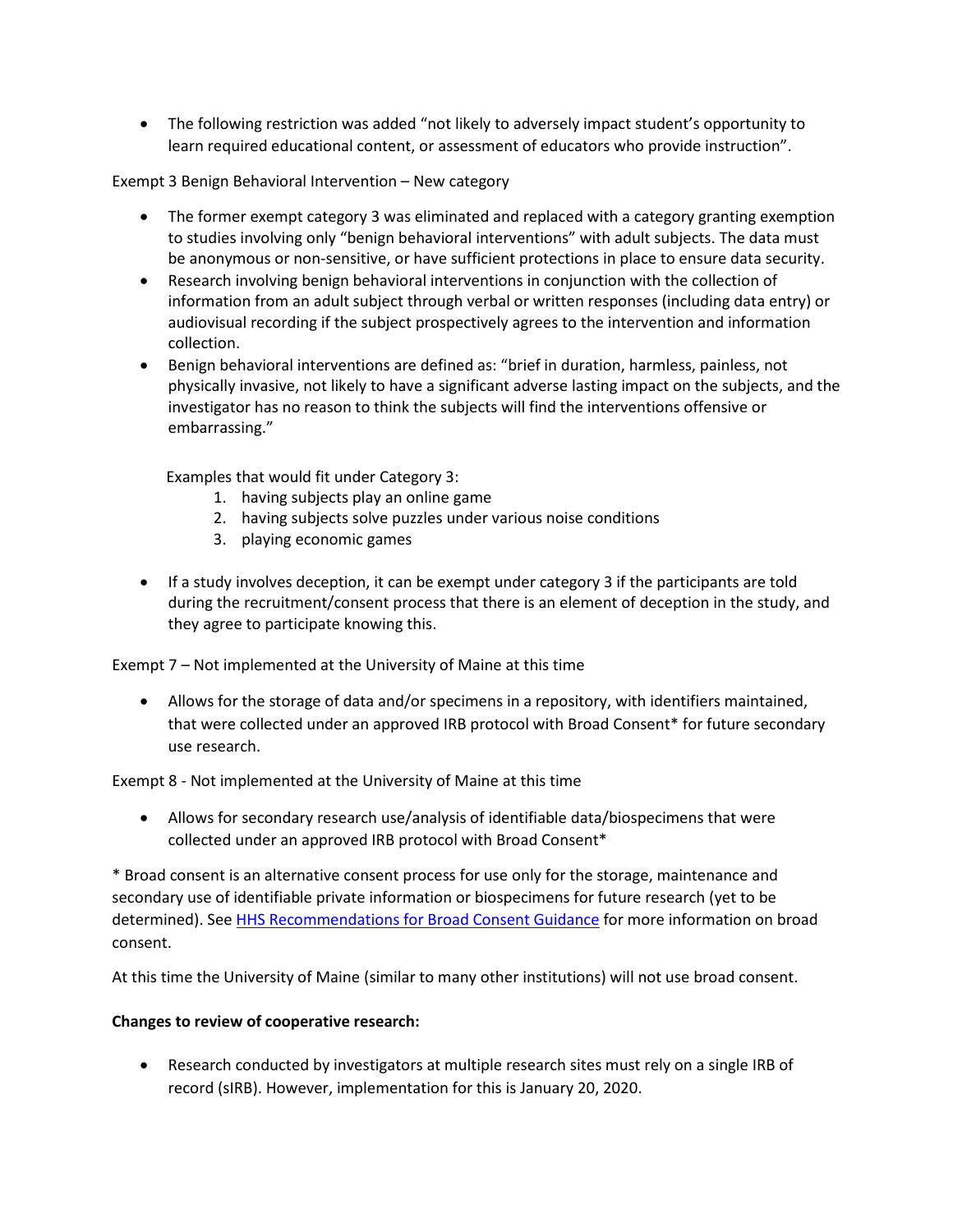- The following restriction was added "not likely to adversely impact student's opportunity to learn required educational content, or assessment of educators who provide instruction".

Exempt 3 Benign Behavioral Intervention – New category

- The former exempt category 3 was eliminated and replaced with a category granting exemption to studies involving only "benign behavioral interventions" with adult subjects. The data must be anonymous or non-sensitive, or have sufficient protections in place to ensure data security.
- Research involving benign behavioral interventions in conjunction with the collection of information from an adult subject through verbal or written responses (including data entry) or audiovisual recording if the subject prospectively agrees to the intervention and information collection.
- Benign behavioral interventions are defined as: "brief in duration, harmless, painless, not physically invasive, not likely to have a significant adverse lasting impact on the subjects, and the investigator has no reason to think the subjects will find the interventions offensive or embarrassing."

  Examples that would fit under Category 3:
  1. having subjects play an online game
  2. having subjects solve puzzles under various noise conditions
  3. playing economic games

- If a study involves deception, it can be exempt under category 3 if the participants are told during the recruitment/consent process that there is an element of deception in the study, and they agree to participate knowing this.

Exempt 7 – Not implemented at the University of Maine at this time

- Allows for the storage of data and/or specimens in a repository, with identifiers maintained, that were collected under an approved IRB protocol with Broad Consent* for future secondary use research.

Exempt 8 - Not implemented at the University of Maine at this time

- Allows for secondary research use/analysis of identifiable data/biospecimens that were collected under an approved IRB protocol with Broad Consent*

* Broad consent is an alternative consent process for use only for the storage, maintenance and secondary use of identifiable private information or biospecimens for future research (yet to be determined). See HHS Recommendations for Broad Consent Guidance for more information on broad consent.

At this time the University of Maine (similar to many other institutions) will not use broad consent.

**Changes to review of cooperative research:**

- Research conducted by investigators at multiple research sites must rely on a single IRB of record (sIRB). However, implementation for this is January 20, 2020.